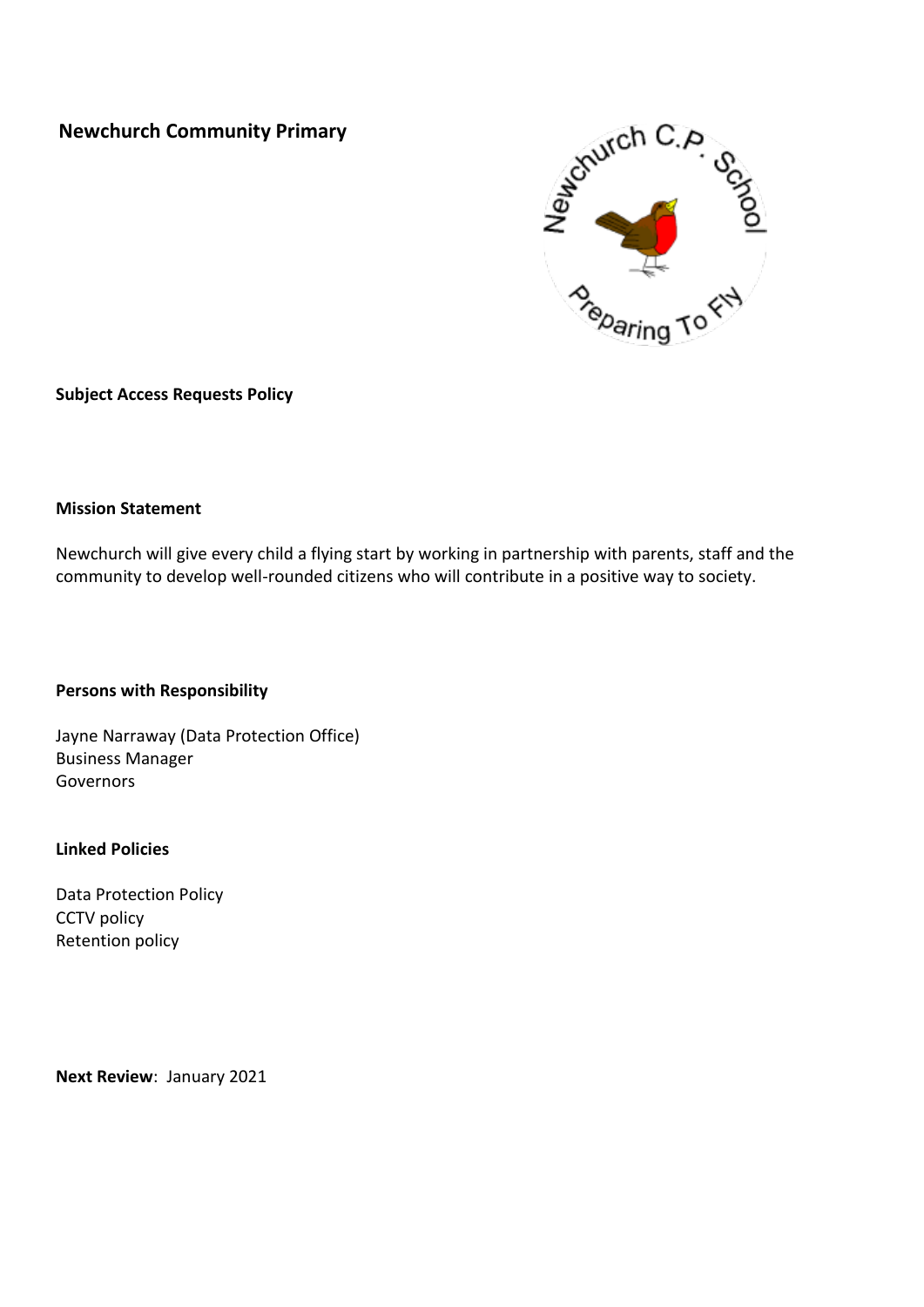# Newchurch Community Primary

**Subject Access Requests Policy**

**Mission Statement**

Newchurch will give every child a flying start by working in partnership with parents, staff and the community to develop well-rounded citizens who will contribute in a positive way to society.

**Persons with Responsibility**

Jayne Narraway (Data Protection Office)
Business Manager
Governors

**Linked Policies**

Data Protection Policy
CCTV policy
Retention policy

**Next Review**: January 2021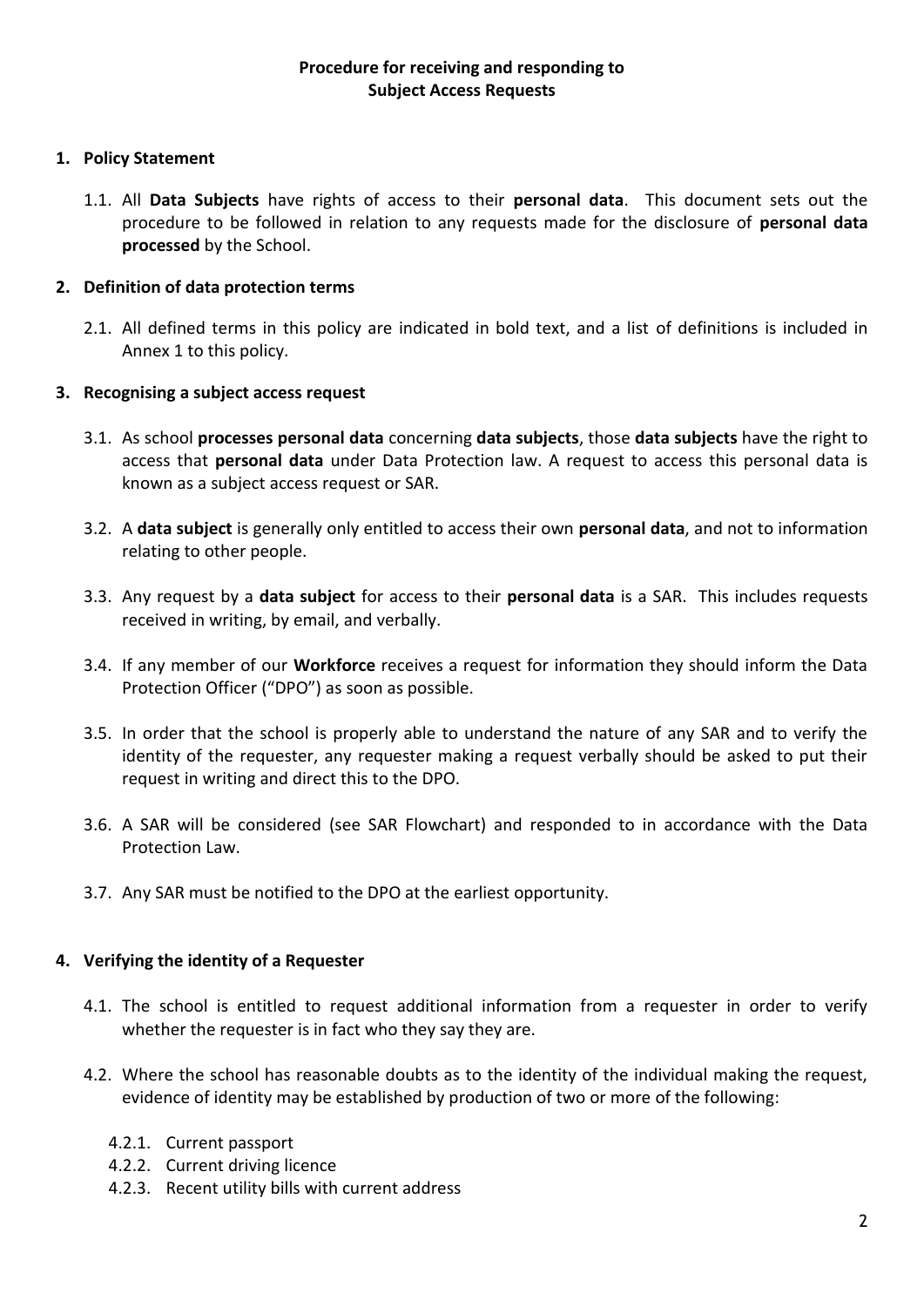**Procedure for receiving and responding to Subject Access Requests**

**1. Policy Statement**

1.1. All **Data Subjects** have rights of access to their **personal data**. This document sets out the procedure to be followed in relation to any requests made for the disclosure of **personal data processed** by the School.

**2. Definition of data protection terms**

2.1. All defined terms in this policy are indicated in bold text, and a list of definitions is included in Annex 1 to this policy.

**3. Recognising a subject access request**

3.1. As school **processes personal data** concerning **data subjects**, those **data subjects** have the right to access that **personal data** under Data Protection law. A request to access this personal data is known as a subject access request or SAR.

3.2. A **data subject** is generally only entitled to access their own **personal data**, and not to information relating to other people.

3.3. Any request by a **data subject** for access to their **personal data** is a SAR. This includes requests received in writing, by email, and verbally.

3.4. If any member of our **Workforce** receives a request for information they should inform the Data Protection Officer ("DPO") as soon as possible.

3.5. In order that the school is properly able to understand the nature of any SAR and to verify the identity of the requester, any requester making a request verbally should be asked to put their request in writing and direct this to the DPO.

3.6. A SAR will be considered (see SAR Flowchart) and responded to in accordance with the Data Protection Law.

3.7. Any SAR must be notified to the DPO at the earliest opportunity.

**4. Verifying the identity of a Requester**

4.1. The school is entitled to request additional information from a requester in order to verify whether the requester is in fact who they say they are.

4.2. Where the school has reasonable doubts as to the identity of the individual making the request, evidence of identity may be established by production of two or more of the following:

4.2.1. Current passport
4.2.2. Current driving licence
4.2.3. Recent utility bills with current address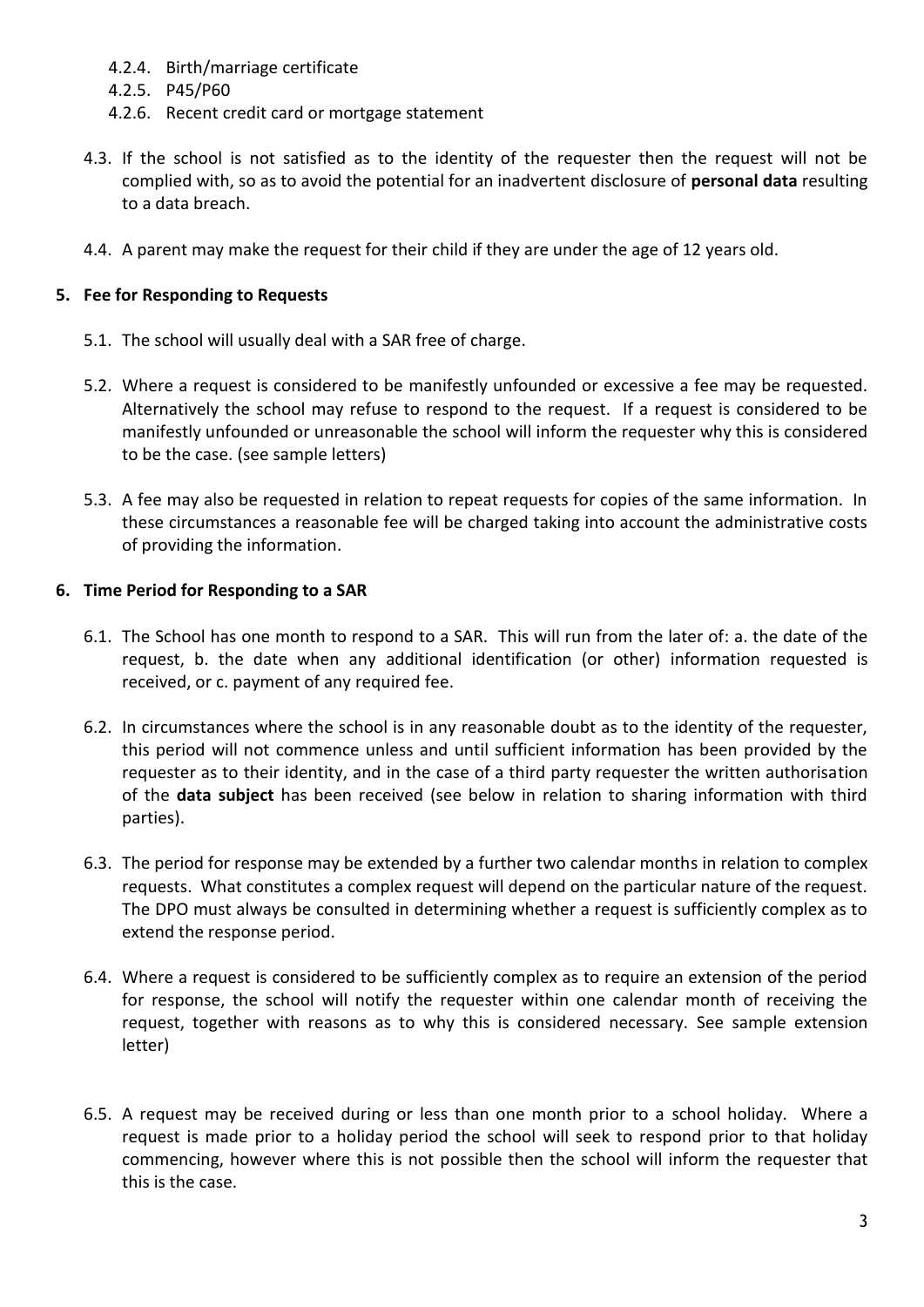4.2.4. Birth/marriage certificate
4.2.5. P45/P60
4.2.6. Recent credit card or mortgage statement

4.3. If the school is not satisfied as to the identity of the requester then the request will not be complied with, so as to avoid the potential for an inadvertent disclosure of **personal data** resulting to a data breach.

4.4. A parent may make the request for their child if they are under the age of 12 years old.

## 5. Fee for Responding to Requests

5.1. The school will usually deal with a SAR free of charge.

5.2. Where a request is considered to be manifestly unfounded or excessive a fee may be requested. Alternatively the school may refuse to respond to the request. If a request is considered to be manifestly unfounded or unreasonable the school will inform the requester why this is considered to be the case. (see sample letters)

5.3. A fee may also be requested in relation to repeat requests for copies of the same information. In these circumstances a reasonable fee will be charged taking into account the administrative costs of providing the information.

## 6. Time Period for Responding to a SAR

6.1. The School has one month to respond to a SAR. This will run from the later of: a. the date of the request, b. the date when any additional identification (or other) information requested is received, or c. payment of any required fee.

6.2. In circumstances where the school is in any reasonable doubt as to the identity of the requester, this period will not commence unless and until sufficient information has been provided by the requester as to their identity, and in the case of a third party requester the written authorisation of the **data subject** has been received (see below in relation to sharing information with third parties).

6.3. The period for response may be extended by a further two calendar months in relation to complex requests. What constitutes a complex request will depend on the particular nature of the request. The DPO must always be consulted in determining whether a request is sufficiently complex as to extend the response period.

6.4. Where a request is considered to be sufficiently complex as to require an extension of the period for response, the school will notify the requester within one calendar month of receiving the request, together with reasons as to why this is considered necessary. See sample extension letter)

6.5. A request may be received during or less than one month prior to a school holiday. Where a request is made prior to a holiday period the school will seek to respond prior to that holiday commencing, however where this is not possible then the school will inform the requester that this is the case.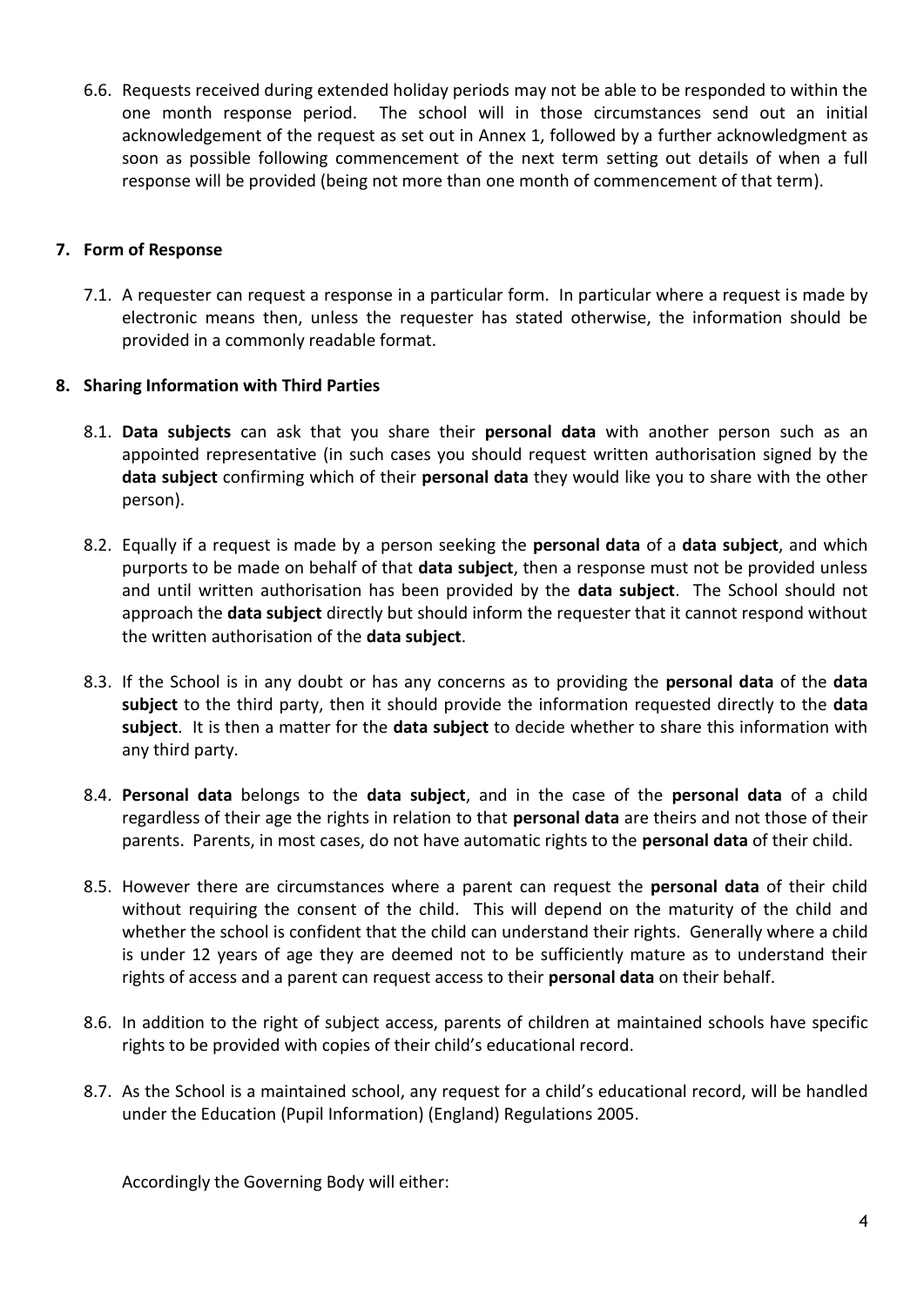6.6. Requests received during extended holiday periods may not be able to be responded to within the one month response period. The school will in those circumstances send out an initial acknowledgement of the request as set out in Annex 1, followed by a further acknowledgment as soon as possible following commencement of the next term setting out details of when a full response will be provided (being not more than one month of commencement of that term).

## 7. Form of Response

7.1. A requester can request a response in a particular form. In particular where a request is made by electronic means then, unless the requester has stated otherwise, the information should be provided in a commonly readable format.

## 8. Sharing Information with Third Parties

8.1. **Data subjects** can ask that you share their **personal data** with another person such as an appointed representative (in such cases you should request written authorisation signed by the **data subject** confirming which of their **personal data** they would like you to share with the other person).

8.2. Equally if a request is made by a person seeking the **personal data** of a **data subject**, and which purports to be made on behalf of that **data subject**, then a response must not be provided unless and until written authorisation has been provided by the **data subject**. The School should not approach the **data subject** directly but should inform the requester that it cannot respond without the written authorisation of the **data subject**.

8.3. If the School is in any doubt or has any concerns as to providing the **personal data** of the **data subject** to the third party, then it should provide the information requested directly to the **data subject**. It is then a matter for the **data subject** to decide whether to share this information with any third party.

8.4. **Personal data** belongs to the **data subject**, and in the case of the **personal data** of a child regardless of their age the rights in relation to that **personal data** are theirs and not those of their parents. Parents, in most cases, do not have automatic rights to the **personal data** of their child.

8.5. However there are circumstances where a parent can request the **personal data** of their child without requiring the consent of the child. This will depend on the maturity of the child and whether the school is confident that the child can understand their rights. Generally where a child is under 12 years of age they are deemed not to be sufficiently mature as to understand their rights of access and a parent can request access to their **personal data** on their behalf.

8.6. In addition to the right of subject access, parents of children at maintained schools have specific rights to be provided with copies of their child's educational record.

8.7. As the School is a maintained school, any request for a child's educational record, will be handled under the Education (Pupil Information) (England) Regulations 2005.

Accordingly the Governing Body will either: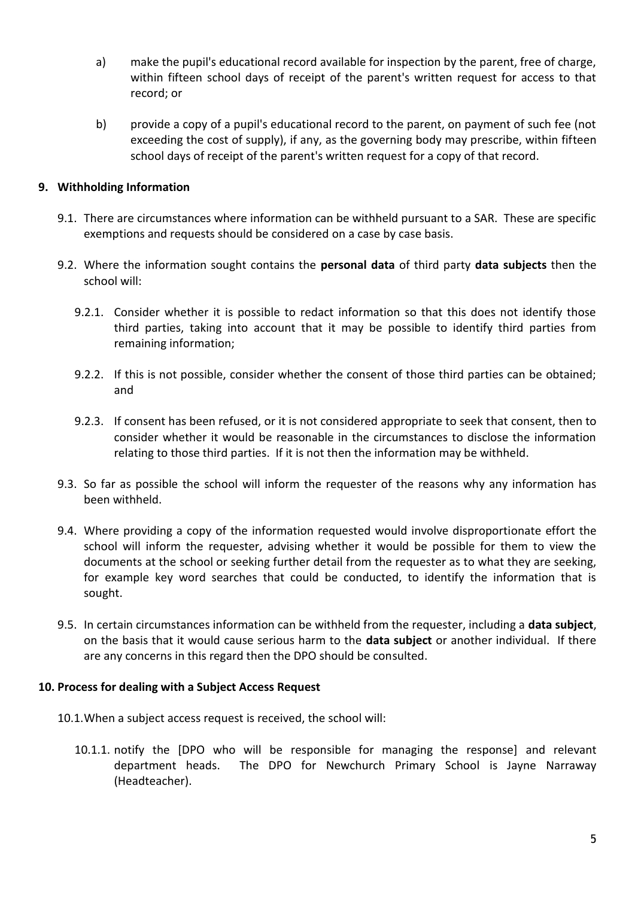a) make the pupil's educational record available for inspection by the parent, free of charge, within fifteen school days of receipt of the parent's written request for access to that record; or

b) provide a copy of a pupil's educational record to the parent, on payment of such fee (not exceeding the cost of supply), if any, as the governing body may prescribe, within fifteen school days of receipt of the parent's written request for a copy of that record.

## 9. Withholding Information

9.1. There are circumstances where information can be withheld pursuant to a SAR. These are specific exemptions and requests should be considered on a case by case basis.

9.2. Where the information sought contains the **personal data** of third party **data subjects** then the school will:

9.2.1. Consider whether it is possible to redact information so that this does not identify those third parties, taking into account that it may be possible to identify third parties from remaining information;

9.2.2. If this is not possible, consider whether the consent of those third parties can be obtained; and

9.2.3. If consent has been refused, or it is not considered appropriate to seek that consent, then to consider whether it would be reasonable in the circumstances to disclose the information relating to those third parties. If it is not then the information may be withheld.

9.3. So far as possible the school will inform the requester of the reasons why any information has been withheld.

9.4. Where providing a copy of the information requested would involve disproportionate effort the school will inform the requester, advising whether it would be possible for them to view the documents at the school or seeking further detail from the requester as to what they are seeking, for example key word searches that could be conducted, to identify the information that is sought.

9.5. In certain circumstances information can be withheld from the requester, including a **data subject**, on the basis that it would cause serious harm to the **data subject** or another individual. If there are any concerns in this regard then the DPO should be consulted.

## 10. Process for dealing with a Subject Access Request

10.1. When a subject access request is received, the school will:

10.1.1. notify the [DPO who will be responsible for managing the response] and relevant department heads. The DPO for Newchurch Primary School is Jayne Narraway (Headteacher).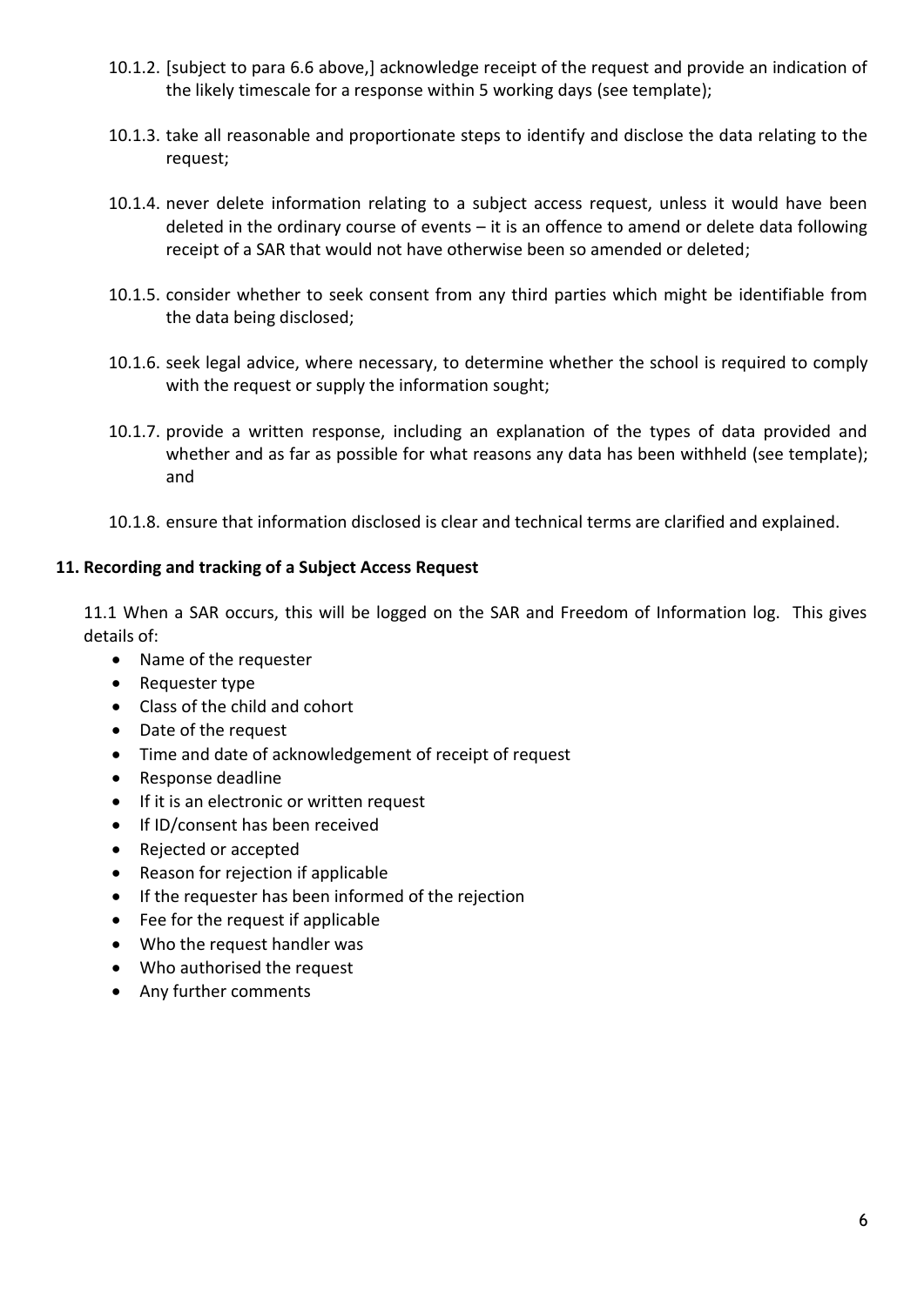10.1.2. [subject to para 6.6 above,] acknowledge receipt of the request and provide an indication of the likely timescale for a response within 5 working days (see template);

10.1.3. take all reasonable and proportionate steps to identify and disclose the data relating to the request;

10.1.4. never delete information relating to a subject access request, unless it would have been deleted in the ordinary course of events – it is an offence to amend or delete data following receipt of a SAR that would not have otherwise been so amended or deleted;

10.1.5. consider whether to seek consent from any third parties which might be identifiable from the data being disclosed;

10.1.6. seek legal advice, where necessary, to determine whether the school is required to comply with the request or supply the information sought;

10.1.7. provide a written response, including an explanation of the types of data provided and whether and as far as possible for what reasons any data has been withheld (see template); and

10.1.8. ensure that information disclosed is clear and technical terms are clarified and explained.

**11. Recording and tracking of a Subject Access Request**

11.1 When a SAR occurs, this will be logged on the SAR and Freedom of Information log. This gives details of:

- Name of the requester
- Requester type
- Class of the child and cohort
- Date of the request
- Time and date of acknowledgement of receipt of request
- Response deadline
- If it is an electronic or written request
- If ID/consent has been received
- Rejected or accepted
- Reason for rejection if applicable
- If the requester has been informed of the rejection
- Fee for the request if applicable
- Who the request handler was
- Who authorised the request
- Any further comments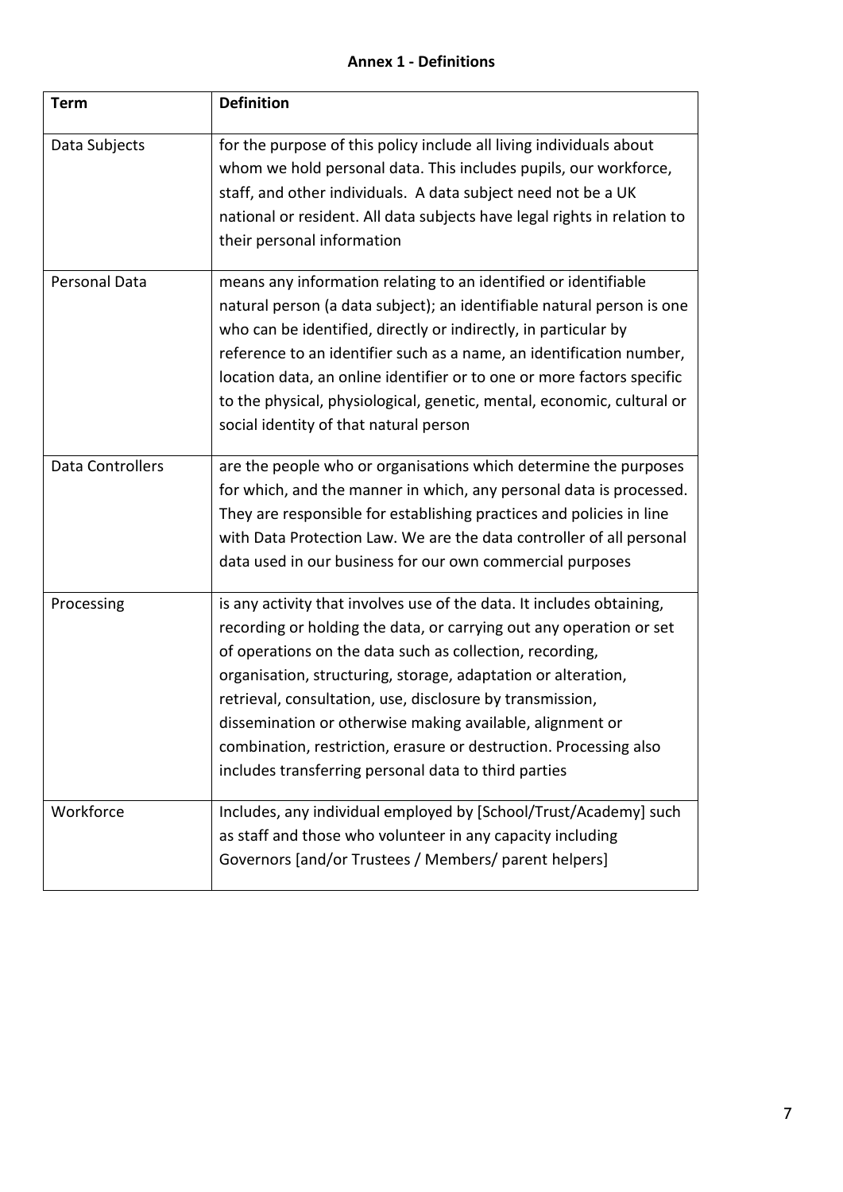**Annex 1 - Definitions**

| Term | Definition |
|---|---|
| Data Subjects | for the purpose of this policy include all living individuals about whom we hold personal data. This includes pupils, our workforce, staff, and other individuals. A data subject need not be a UK national or resident. All data subjects have legal rights in relation to their personal information |
| Personal Data | means any information relating to an identified or identifiable natural person (a data subject); an identifiable natural person is one who can be identified, directly or indirectly, in particular by reference to an identifier such as a name, an identification number, location data, an online identifier or to one or more factors specific to the physical, physiological, genetic, mental, economic, cultural or social identity of that natural person |
| Data Controllers | are the people who or organisations which determine the purposes for which, and the manner in which, any personal data is processed. They are responsible for establishing practices and policies in line with Data Protection Law. We are the data controller of all personal data used in our business for our own commercial purposes |
| Processing | is any activity that involves use of the data. It includes obtaining, recording or holding the data, or carrying out any operation or set of operations on the data such as collection, recording, organisation, structuring, storage, adaptation or alteration, retrieval, consultation, use, disclosure by transmission, dissemination or otherwise making available, alignment or combination, restriction, erasure or destruction. Processing also includes transferring personal data to third parties |
| Workforce | Includes, any individual employed by [School/Trust/Academy] such as staff and those who volunteer in any capacity including Governors [and/or Trustees / Members/ parent helpers] |